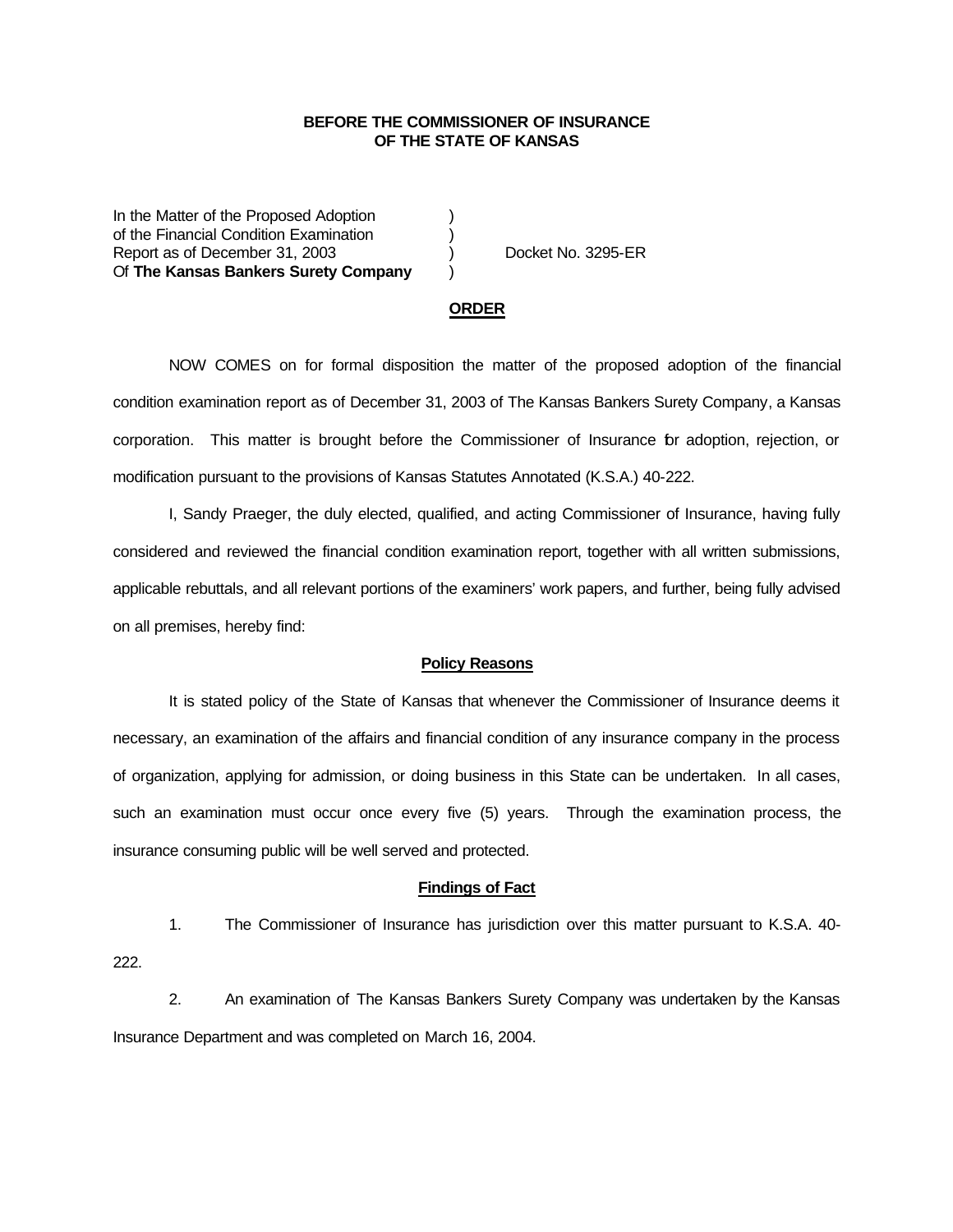**BEFORE THE COMMISSIONER OF INSURANCE**
**OF THE STATE OF KANSAS**

In the Matter of the Proposed Adoption )
of the Financial Condition Examination )
Report as of December 31, 2003 ) Docket No. 3295-ER
Of **The Kansas Bankers Surety Company** )

## ORDER

NOW COMES on for formal disposition the matter of the proposed adoption of the financial condition examination report as of December 31, 2003 of The Kansas Bankers Surety Company, a Kansas corporation. This matter is brought before the Commissioner of Insurance for adoption, rejection, or modification pursuant to the provisions of Kansas Statutes Annotated (K.S.A.) 40-222.

I, Sandy Praeger, the duly elected, qualified, and acting Commissioner of Insurance, having fully considered and reviewed the financial condition examination report, together with all written submissions, applicable rebuttals, and all relevant portions of the examiners' work papers, and further, being fully advised on all premises, hereby find:

### Policy Reasons

It is stated policy of the State of Kansas that whenever the Commissioner of Insurance deems it necessary, an examination of the affairs and financial condition of any insurance company in the process of organization, applying for admission, or doing business in this State can be undertaken. In all cases, such an examination must occur once every five (5) years. Through the examination process, the insurance consuming public will be well served and protected.

### Findings of Fact

1. The Commissioner of Insurance has jurisdiction over this matter pursuant to K.S.A. 40-222.

2. An examination of The Kansas Bankers Surety Company was undertaken by the Kansas Insurance Department and was completed on March 16, 2004.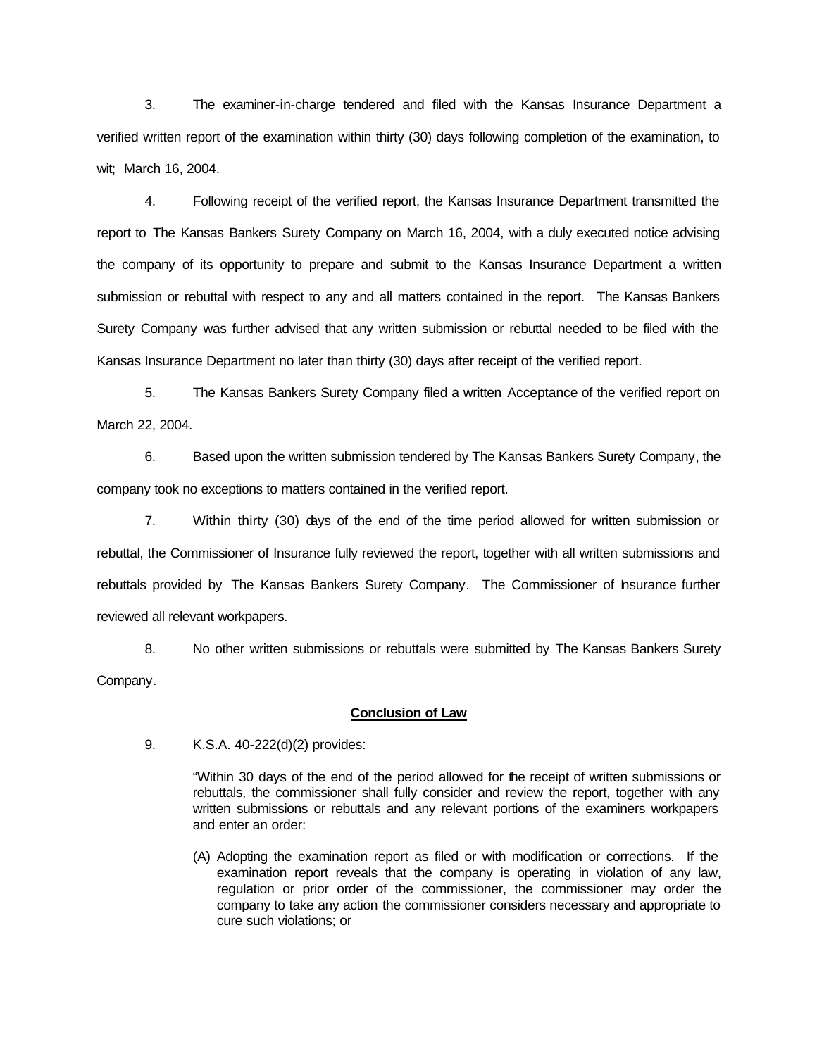3. The examiner-in-charge tendered and filed with the Kansas Insurance Department a verified written report of the examination within thirty (30) days following completion of the examination, to wit; March 16, 2004.

4. Following receipt of the verified report, the Kansas Insurance Department transmitted the report to The Kansas Bankers Surety Company on March 16, 2004, with a duly executed notice advising the company of its opportunity to prepare and submit to the Kansas Insurance Department a written submission or rebuttal with respect to any and all matters contained in the report. The Kansas Bankers Surety Company was further advised that any written submission or rebuttal needed to be filed with the Kansas Insurance Department no later than thirty (30) days after receipt of the verified report.

5. The Kansas Bankers Surety Company filed a written Acceptance of the verified report on March 22, 2004.

6. Based upon the written submission tendered by The Kansas Bankers Surety Company, the company took no exceptions to matters contained in the verified report.

7. Within thirty (30) days of the end of the time period allowed for written submission or rebuttal, the Commissioner of Insurance fully reviewed the report, together with all written submissions and rebuttals provided by The Kansas Bankers Surety Company. The Commissioner of Insurance further reviewed all relevant workpapers.

8. No other written submissions or rebuttals were submitted by The Kansas Bankers Surety Company.

**Conclusion of Law**

9. K.S.A. 40-222(d)(2) provides:

> "Within 30 days of the end of the period allowed for the receipt of written submissions or rebuttals, the commissioner shall fully consider and review the report, together with any written submissions or rebuttals and any relevant portions of the examiners workpapers and enter an order:
>
> (A) Adopting the examination report as filed or with modification or corrections. If the examination report reveals that the company is operating in violation of any law, regulation or prior order of the commissioner, the commissioner may order the company to take any action the commissioner considers necessary and appropriate to cure such violations; or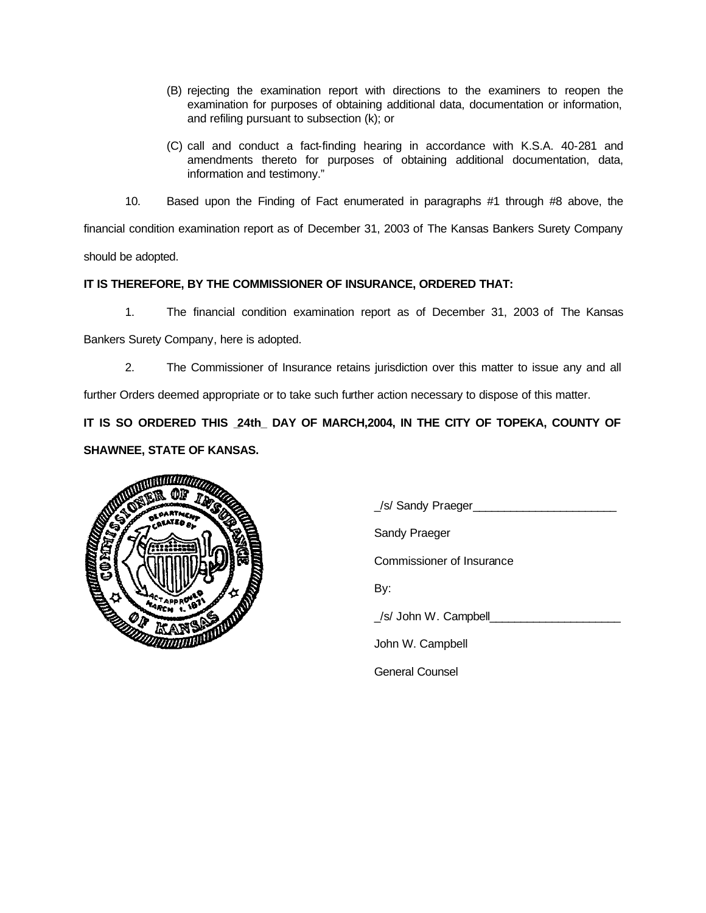(B) rejecting the examination report with directions to the examiners to reopen the examination for purposes of obtaining additional data, documentation or information, and refiling pursuant to subsection (k); or

(C) call and conduct a fact-finding hearing in accordance with K.S.A. 40-281 and amendments thereto for purposes of obtaining additional documentation, data, information and testimony."

10. Based upon the Finding of Fact enumerated in paragraphs #1 through #8 above, the financial condition examination report as of December 31, 2003 of The Kansas Bankers Surety Company should be adopted.

**IT IS THEREFORE, BY THE COMMISSIONER OF INSURANCE, ORDERED THAT:**

1. The financial condition examination report as of December 31, 2003 of The Kansas Bankers Surety Company, here is adopted.

2. The Commissioner of Insurance retains jurisdiction over this matter to issue any and all further Orders deemed appropriate or to take such further action necessary to dispose of this matter.

**IT IS SO ORDERED THIS _24th_ DAY OF MARCH,2004, IN THE CITY OF TOPEKA, COUNTY OF SHAWNEE, STATE OF KANSAS.**

_/s/ Sandy Praeger______________________

Sandy Praeger

Commissioner of Insurance

By:

_/s/ John W. Campbell____________________

John W. Campbell

General Counsel